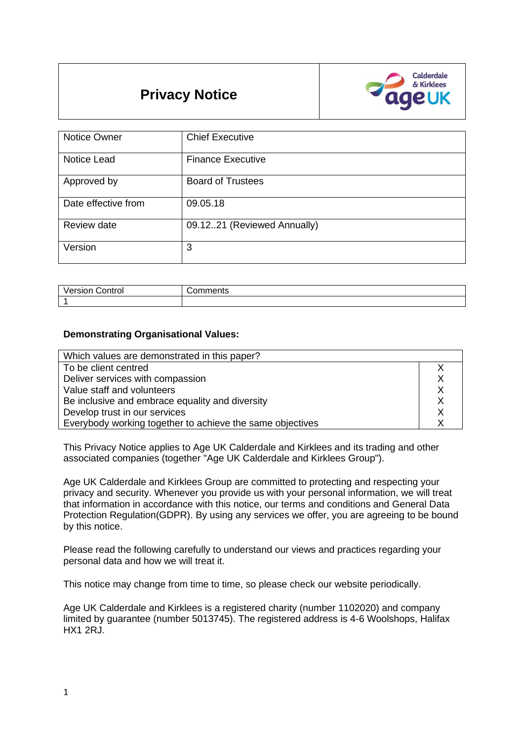| **Privacy Notice** | Calderdale & Kirklees age UK |
|---|---|

| Notice Owner | Chief Executive |
|---|---|
| Notice Lead | Finance Executive |
| Approved by | Board of Trustees |
| Date effective from | 09.05.18 |
| Review date | 09.12..21 (Reviewed Annually) |
| Version | 3 |

| Version Control | Comments |
|---|---|
| 1 | |

**Demonstrating Organisational Values:**

| Which values are demonstrated in this paper? | |
|---|---|
| To be client centred | X |
| Deliver services with compassion | X |
| Value staff and volunteers | X |
| Be inclusive and embrace equality and diversity | X |
| Develop trust in our services | X |
| Everybody working together to achieve the same objectives | X |

This Privacy Notice applies to Age UK Calderdale and Kirklees and its trading and other associated companies (together "Age UK Calderdale and Kirklees Group").

Age UK Calderdale and Kirklees Group are committed to protecting and respecting your privacy and security. Whenever you provide us with your personal information, we will treat that information in accordance with this notice, our terms and conditions and General Data Protection Regulation(GDPR). By using any services we offer, you are agreeing to be bound by this notice.

Please read the following carefully to understand our views and practices regarding your personal data and how we will treat it.

This notice may change from time to time, so please check our website periodically.

Age UK Calderdale and Kirklees is a registered charity (number 1102020) and company limited by guarantee (number 5013745). The registered address is 4-6 Woolshops, Halifax HX1 2RJ.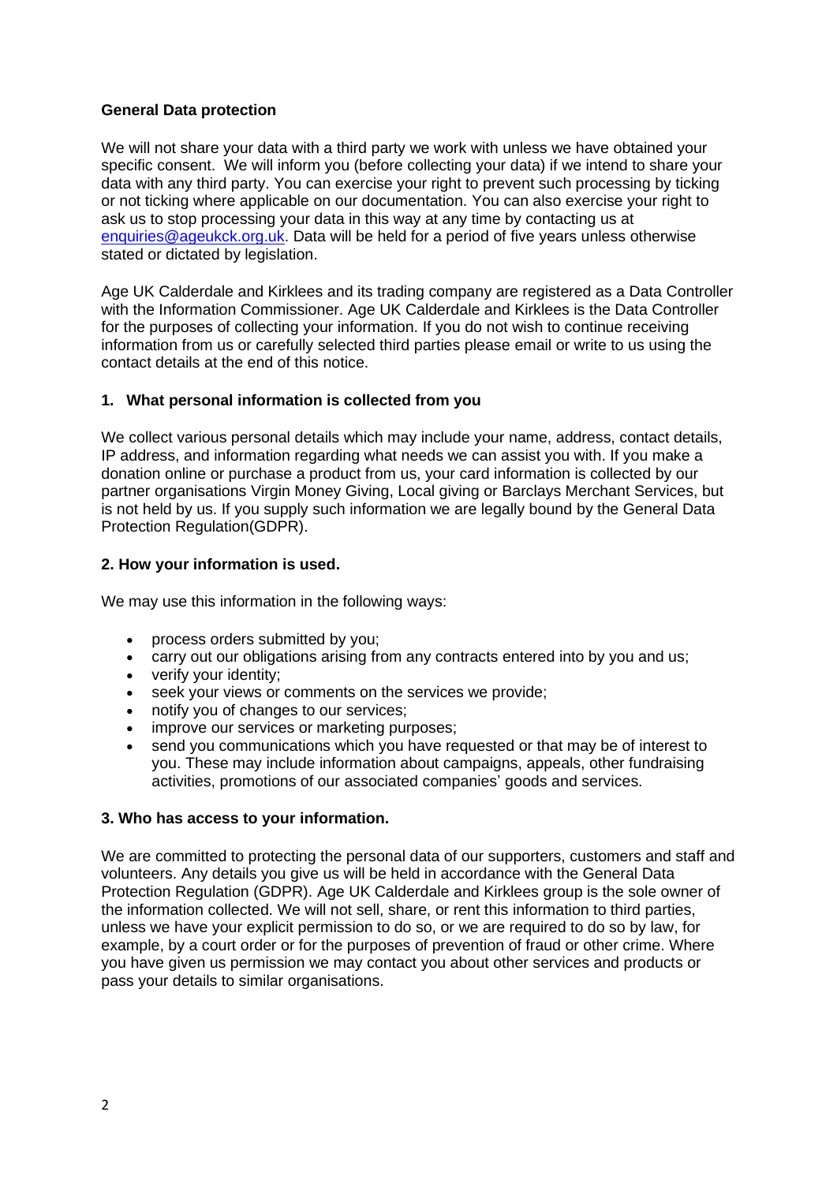**General Data protection**

We will not share your data with a third party we work with unless we have obtained your specific consent. We will inform you (before collecting your data) if we intend to share your data with any third party. You can exercise your right to prevent such processing by ticking or not ticking where applicable on our documentation. You can also exercise your right to ask us to stop processing your data in this way at any time by contacting us at enquiries@ageukck.org.uk. Data will be held for a period of five years unless otherwise stated or dictated by legislation.

Age UK Calderdale and Kirklees and its trading company are registered as a Data Controller with the Information Commissioner. Age UK Calderdale and Kirklees is the Data Controller for the purposes of collecting your information. If you do not wish to continue receiving information from us or carefully selected third parties please email or write to us using the contact details at the end of this notice.

**1. What personal information is collected from you**

We collect various personal details which may include your name, address, contact details, IP address, and information regarding what needs we can assist you with. If you make a donation online or purchase a product from us, your card information is collected by our partner organisations Virgin Money Giving, Local giving or Barclays Merchant Services, but is not held by us. If you supply such information we are legally bound by the General Data Protection Regulation(GDPR).

**2. How your information is used.**

We may use this information in the following ways:

- process orders submitted by you;
- carry out our obligations arising from any contracts entered into by you and us;
- verify your identity;
- seek your views or comments on the services we provide;
- notify you of changes to our services;
- improve our services or marketing purposes;
- send you communications which you have requested or that may be of interest to you. These may include information about campaigns, appeals, other fundraising activities, promotions of our associated companies' goods and services.

**3. Who has access to your information.**

We are committed to protecting the personal data of our supporters, customers and staff and volunteers. Any details you give us will be held in accordance with the General Data Protection Regulation (GDPR). Age UK Calderdale and Kirklees group is the sole owner of the information collected. We will not sell, share, or rent this information to third parties, unless we have your explicit permission to do so, or we are required to do so by law, for example, by a court order or for the purposes of prevention of fraud or other crime. Where you have given us permission we may contact you about other services and products or pass your details to similar organisations.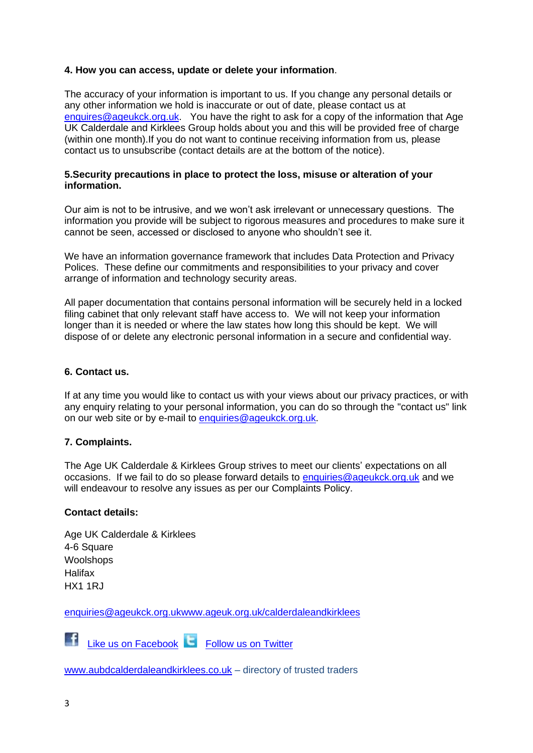**4. How you can access, update or delete your information**.

The accuracy of your information is important to us. If you change any personal details or any other information we hold is inaccurate or out of date, please contact us at enquires@ageukck.org.uk. You have the right to ask for a copy of the information that Age UK Calderdale and Kirklees Group holds about you and this will be provided free of charge (within one month).If you do not want to continue receiving information from us, please contact us to unsubscribe (contact details are at the bottom of the notice).

**5.Security precautions in place to protect the loss, misuse or alteration of your information.**

Our aim is not to be intrusive, and we won't ask irrelevant or unnecessary questions. The information you provide will be subject to rigorous measures and procedures to make sure it cannot be seen, accessed or disclosed to anyone who shouldn't see it.

We have an information governance framework that includes Data Protection and Privacy Polices. These define our commitments and responsibilities to your privacy and cover arrange of information and technology security areas.

All paper documentation that contains personal information will be securely held in a locked filing cabinet that only relevant staff have access to. We will not keep your information longer than it is needed or where the law states how long this should be kept. We will dispose of or delete any electronic personal information in a secure and confidential way.

**6. Contact us.**

If at any time you would like to contact us with your views about our privacy practices, or with any enquiry relating to your personal information, you can do so through the "contact us" link on our web site or by e-mail to enquiries@ageukck.org.uk.

**7. Complaints.**

The Age UK Calderdale & Kirklees Group strives to meet our clients' expectations on all occasions. If we fail to do so please forward details to enquiries@ageukck.org.uk and we will endeavour to resolve any issues as per our Complaints Policy.

**Contact details:**

Age UK Calderdale & Kirklees
4-6 Square
Woolshops
Halifax
HX1 1RJ

enquiries@ageukck.org.ukwww.ageuk.org.uk/calderdaleandkirklees

Like us on Facebook Follow us on Twitter

www.aubdcalderdaleandkirklees.co.uk – directory of trusted traders